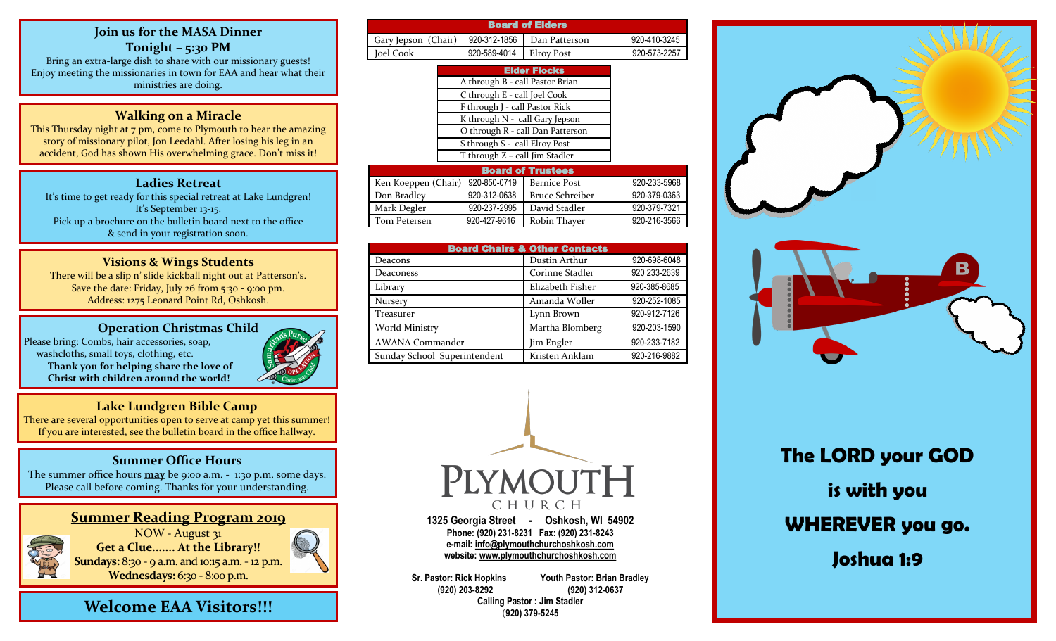## Join us for the MASA Dinner
## Tonight – 5:30 PM

Bring an extra-large dish to share with our missionary guests! Enjoy meeting the missionaries in town for EAA and hear what their ministries are doing.

## Walking on a Miracle

This Thursday night at 7 pm, come to Plymouth to hear the amazing story of missionary pilot, Jon Leedahl. After losing his leg in an accident, God has shown His overwhelming grace. Don't miss it!

## Ladies Retreat

It's time to get ready for this special retreat at Lake Lundgren! It's September 13-15.
Pick up a brochure on the bulletin board next to the office & send in your registration soon.

## Visions & Wings Students

There will be a slip n' slide kickball night out at Patterson's.
Save the date: Friday, July 26 from 5:30 - 9:00 pm.
Address: 1275 Leonard Point Rd, Oshkosh.

## Operation Christmas Child

Please bring: Combs, hair accessories, soap, washcloths, small toys, clothing, etc.

**Thank you for helping share the love of Christ with children around the world!**

## Lake Lundgren Bible Camp

There are several opportunities open to serve at camp yet this summer! If you are interested, see the bulletin board in the office hallway.

## Summer Office Hours

The summer office hours **may** be 9:00 a.m. - 1:30 p.m. some days. Please call before coming. Thanks for your understanding.

## Summer Reading Program 2019

NOW - August 31

**Get a Clue....... At the Library!!**

**Sundays:** 8:30 - 9 a.m. and 10:15 a.m. - 12 p.m.

**Wednesdays:** 6:30 - 8:00 p.m.

## Welcome EAA Visitors!!!

| Board of Elders | | | |
|---|---|---|---|
| Gary Jepson (Chair) | 920-312-1856 | Dan Patterson | 920-410-3245 |
| Joel Cook | 920-589-4014 | Elroy Post | 920-573-2257 |

| Elder Flocks |
|---|
| A through B - call Pastor Brian |
| C through E - call Joel Cook |
| F through J - call Pastor Rick |
| K through N - call Gary Jepson |
| O through R - call Dan Patterson |
| S through S - call Elroy Post |
| T through Z – call Jim Stadler |

| Board of Trustees | | | |
|---|---|---|---|
| Ken Koeppen (Chair) | 920-850-0719 | Bernice Post | 920-233-5968 |
| Don Bradley | 920-312-0638 | Bruce Schreiber | 920-379-0363 |
| Mark Degler | 920-237-2995 | David Stadler | 920-379-7321 |
| Tom Petersen | 920-427-9616 | Robin Thayer | 920-216-3566 |

| Board Chairs & Other Contacts | | |
|---|---|---|
| Deacons | Dustin Arthur | 920-698-6048 |
| Deaconess | Corinne Stadler | 920 233-2639 |
| Library | Elizabeth Fisher | 920-385-8685 |
| Nursery | Amanda Woller | 920-252-1085 |
| Treasurer | Lynn Brown | 920-912-7126 |
| World Ministry | Martha Blomberg | 920-203-1590 |
| AWANA Commander | Jim Engler | 920-233-7182 |
| Sunday School Superintendent | Kristen Anklam | 920-216-9882 |

**PLYMOUTH CHURCH**

**1325 Georgia Street - Oshkosh, WI 54902**
**Phone: (920) 231-8231 Fax: (920) 231-8243**
**e-mail: info@plymouthchurchoshkosh.com**
**website: www.plymouthchurchoshkosh.com**

**Sr. Pastor: Rick Hopkins (920) 203-8292**
**Youth Pastor: Brian Bradley (920) 312-0637**
**Calling Pastor : Jim Stadler (920) 379-5245**

# The LORD your GOD is with you WHEREVER you go.
# Joshua 1:9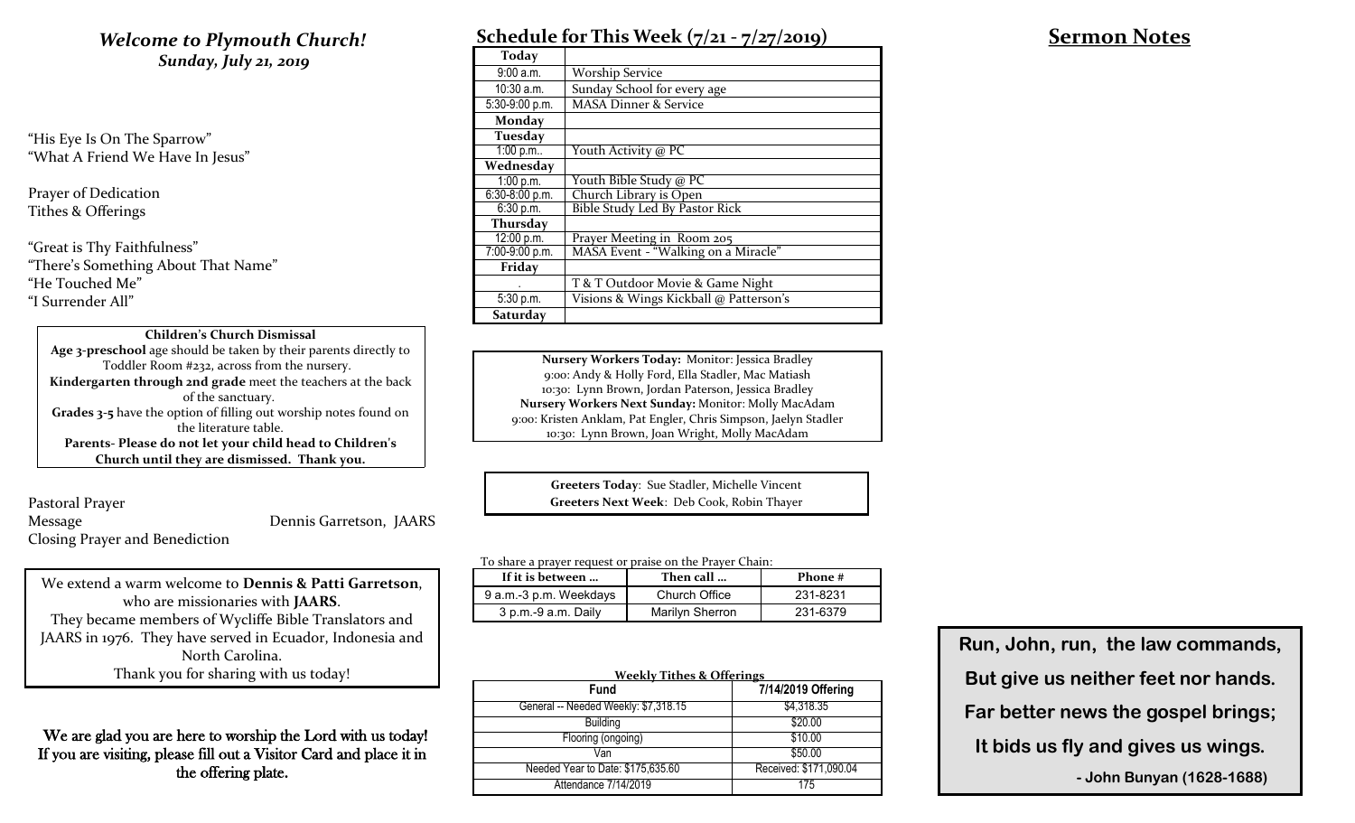## *Welcome to Plymouth Church!*
### *Sunday, July 21, 2019*

"His Eye Is On The Sparrow"
"What A Friend We Have In Jesus"

Prayer of Dedication
Tithes & Offerings

"Great is Thy Faithfulness"
"There's Something About That Name"
"He Touched Me"
"I Surrender All"

**Children's Church Dismissal**

**Age 3-preschool** age should be taken by their parents directly to Toddler Room #232, across from the nursery.
**Kindergarten through 2nd grade** meet the teachers at the back of the sanctuary.
**Grades 3-5** have the option of filling out worship notes found on the literature table.
**Parents- Please do not let your child head to Children's Church until they are dismissed. Thank you.**

Pastoral Prayer
Message — Dennis Garretson, JAARS
Closing Prayer and Benediction

We extend a warm welcome to **Dennis & Patti Garretson**, who are missionaries with **JAARS**.
They became members of Wycliffe Bible Translators and JAARS in 1976. They have served in Ecuador, Indonesia and North Carolina.
Thank you for sharing with us today!

**We are glad you are here to worship the Lord with us today! If you are visiting, please fill out a Visitor Card and place it in the offering plate.**

## Schedule for This Week (7/21 - 7/27/2019)

| | |
|---|---|
| **Today** | |
| 9:00 a.m. | Worship Service |
| 10:30 a.m. | Sunday School for every age |
| 5:30-9:00 p.m. | MASA Dinner & Service |
| **Monday** | |
| **Tuesday** | |
| 1:00 p.m.. | Youth Activity @ PC |
| **Wednesday** | |
| 1:00 p.m. | Youth Bible Study @ PC |
| 6:30-8:00 p.m. | Church Library is Open |
| 6:30 p.m. | Bible Study Led By Pastor Rick |
| **Thursday** | |
| 12:00 p.m. | Prayer Meeting in Room 205 |
| 7:00-9:00 p.m. | MASA Event - "Walking on a Miracle" |
| **Friday** | |
| . | T & T Outdoor Movie & Game Night |
| 5:30 p.m. | Visions & Wings Kickball @ Patterson's |
| **Saturday** | |

**Nursery Workers Today:** Monitor: Jessica Bradley
9:00: Andy & Holly Ford, Ella Stadler, Mac Matiash
10:30: Lynn Brown, Jordan Paterson, Jessica Bradley
**Nursery Workers Next Sunday:** Monitor: Molly MacAdam
9:00: Kristen Anklam, Pat Engler, Chris Simpson, Jaelyn Stadler
10:30: Lynn Brown, Joan Wright, Molly MacAdam

**Greeters Today**: Sue Stadler, Michelle Vincent
**Greeters Next Week**: Deb Cook, Robin Thayer

To share a prayer request or praise on the Prayer Chain:

| If it is between ... | Then call ... | Phone # |
|---|---|---|
| 9 a.m.-3 p.m. Weekdays | Church Office | 231-8231 |
| 3 p.m.-9 a.m. Daily | Marilyn Sherron | 231-6379 |

**Weekly Tithes & Offerings**

| Fund | 7/14/2019 Offering |
|---|---|
| General -- Needed Weekly: $7,318.15 | $4,318.35 |
| Building | $20.00 |
| Flooring (ongoing) | $10.00 |
| Van | $50.00 |
| Needed Year to Date: $175,635.60 | Received: $171,090.04 |
| Attendance 7/14/2019 | 175 |

## Sermon Notes

**Run, John, run, the law commands,**
**But give us neither feet nor hands.**
**Far better news the gospel brings;**
**It bids us fly and gives us wings.**

**- John Bunyan (1628-1688)**